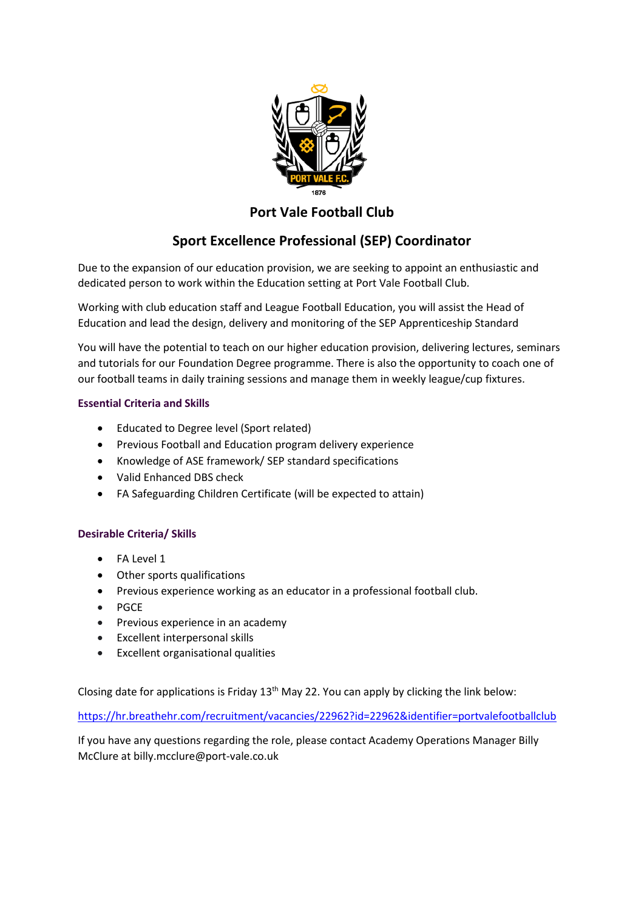# Port Vale Football Club

## Sport Excellence Professional (SEP) Coordinator

Due to the expansion of our education provision, we are seeking to appoint an enthusiastic and dedicated person to work within the Education setting at Port Vale Football Club.

Working with club education staff and League Football Education, you will assist the Head of Education and lead the design, delivery and monitoring of the SEP Apprenticeship Standard

You will have the potential to teach on our higher education provision, delivering lectures, seminars and tutorials for our Foundation Degree programme. There is also the opportunity to coach one of our football teams in daily training sessions and manage them in weekly league/cup fixtures.

### Essential Criteria and Skills

- Educated to Degree level (Sport related)
- Previous Football and Education program delivery experience
- Knowledge of ASE framework/ SEP standard specifications
- Valid Enhanced DBS check
- FA Safeguarding Children Certificate (will be expected to attain)

### Desirable Criteria/ Skills

- FA Level 1
- Other sports qualifications
- Previous experience working as an educator in a professional football club.
- PGCE
- Previous experience in an academy
- Excellent interpersonal skills
- Excellent organisational qualities

Closing date for applications is Friday 13th May 22. You can apply by clicking the link below:

https://hr.breathehr.com/recruitment/vacancies/22962?id=22962&identifier=portvalefootballclub

If you have any questions regarding the role, please contact Academy Operations Manager Billy McClure at billy.mcclure@port-vale.co.uk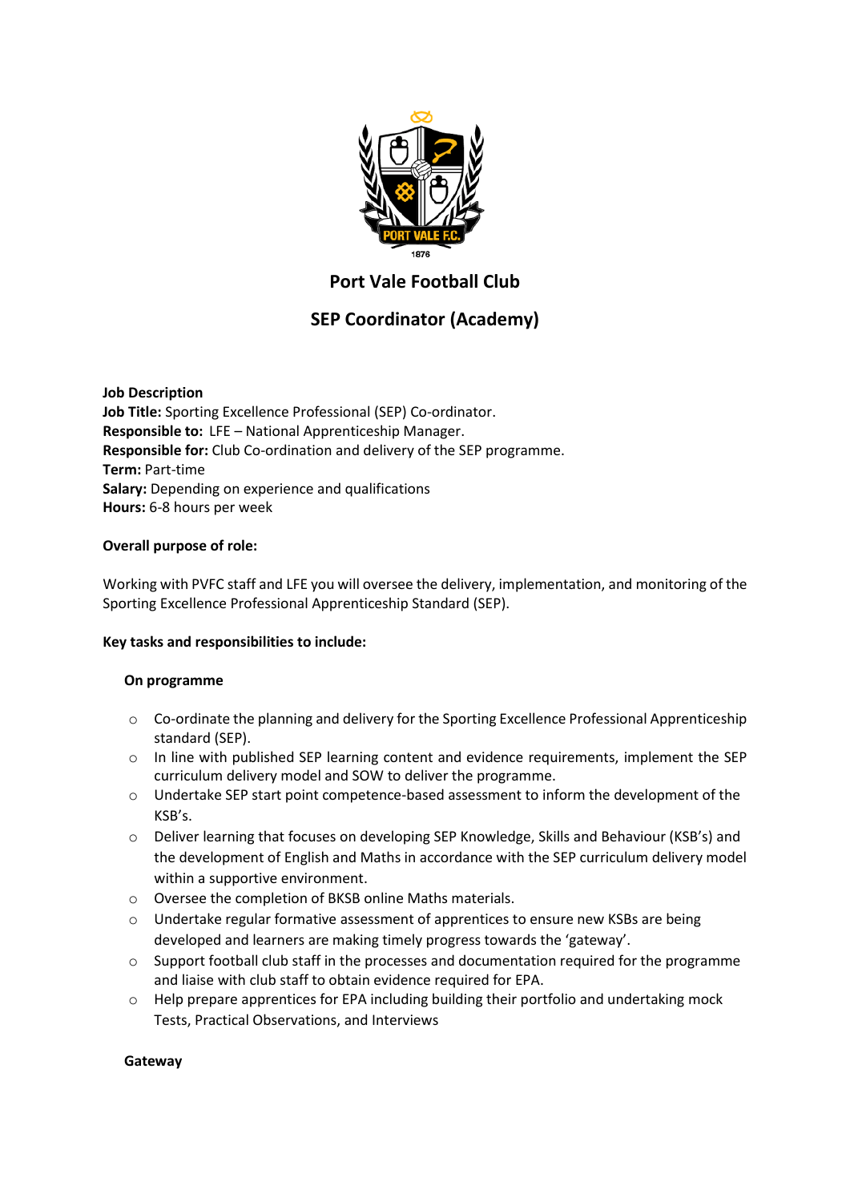## Port Vale Football Club

## SEP Coordinator (Academy)

**Job Description**
**Job Title:** Sporting Excellence Professional (SEP) Co-ordinator.
**Responsible to:** LFE – National Apprenticeship Manager.
**Responsible for:** Club Co-ordination and delivery of the SEP programme.
**Term:** Part-time
**Salary:** Depending on experience and qualifications
**Hours:** 6-8 hours per week

**Overall purpose of role:**

Working with PVFC staff and LFE you will oversee the delivery, implementation, and monitoring of the Sporting Excellence Professional Apprenticeship Standard (SEP).

**Key tasks and responsibilities to include:**

**On programme**

- Co-ordinate the planning and delivery for the Sporting Excellence Professional Apprenticeship standard (SEP).
- In line with published SEP learning content and evidence requirements, implement the SEP curriculum delivery model and SOW to deliver the programme.
- Undertake SEP start point competence-based assessment to inform the development of the KSB's.
- Deliver learning that focuses on developing SEP Knowledge, Skills and Behaviour (KSB's) and the development of English and Maths in accordance with the SEP curriculum delivery model within a supportive environment.
- Oversee the completion of BKSB online Maths materials.
- Undertake regular formative assessment of apprentices to ensure new KSBs are being developed and learners are making timely progress towards the 'gateway'.
- Support football club staff in the processes and documentation required for the programme and liaise with club staff to obtain evidence required for EPA.
- Help prepare apprentices for EPA including building their portfolio and undertaking mock Tests, Practical Observations, and Interviews

**Gateway**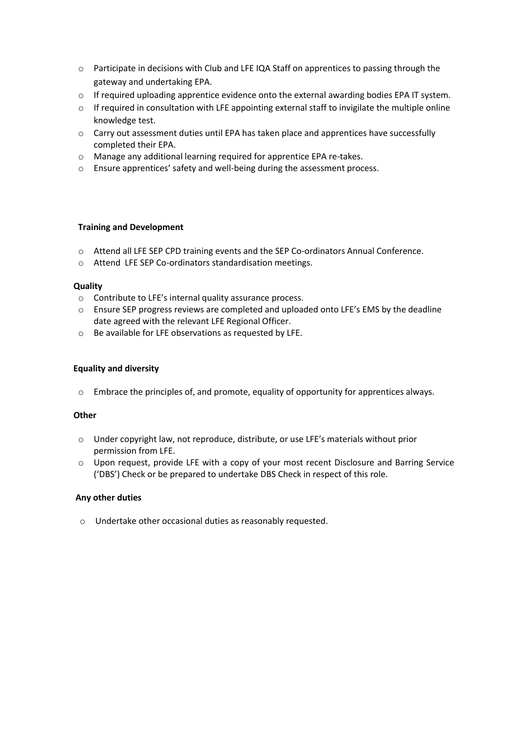- Participate in decisions with Club and LFE IQA Staff on apprentices to passing through the gateway and undertaking EPA.
- If required uploading apprentice evidence onto the external awarding bodies EPA IT system.
- If required in consultation with LFE appointing external staff to invigilate the multiple online knowledge test.
- Carry out assessment duties until EPA has taken place and apprentices have successfully completed their EPA.
- Manage any additional learning required for apprentice EPA re-takes.
- Ensure apprentices' safety and well-being during the assessment process.

**Training and Development**

- Attend all LFE SEP CPD training events and the SEP Co-ordinators Annual Conference.
- Attend LFE SEP Co-ordinators standardisation meetings.

**Quality**

- Contribute to LFE's internal quality assurance process.
- Ensure SEP progress reviews are completed and uploaded onto LFE's EMS by the deadline date agreed with the relevant LFE Regional Officer.
- Be available for LFE observations as requested by LFE.

**Equality and diversity**

- Embrace the principles of, and promote, equality of opportunity for apprentices always.

**Other**

- Under copyright law, not reproduce, distribute, or use LFE's materials without prior permission from LFE.
- Upon request, provide LFE with a copy of your most recent Disclosure and Barring Service ('DBS') Check or be prepared to undertake DBS Check in respect of this role.

**Any other duties**

- Undertake other occasional duties as reasonably requested.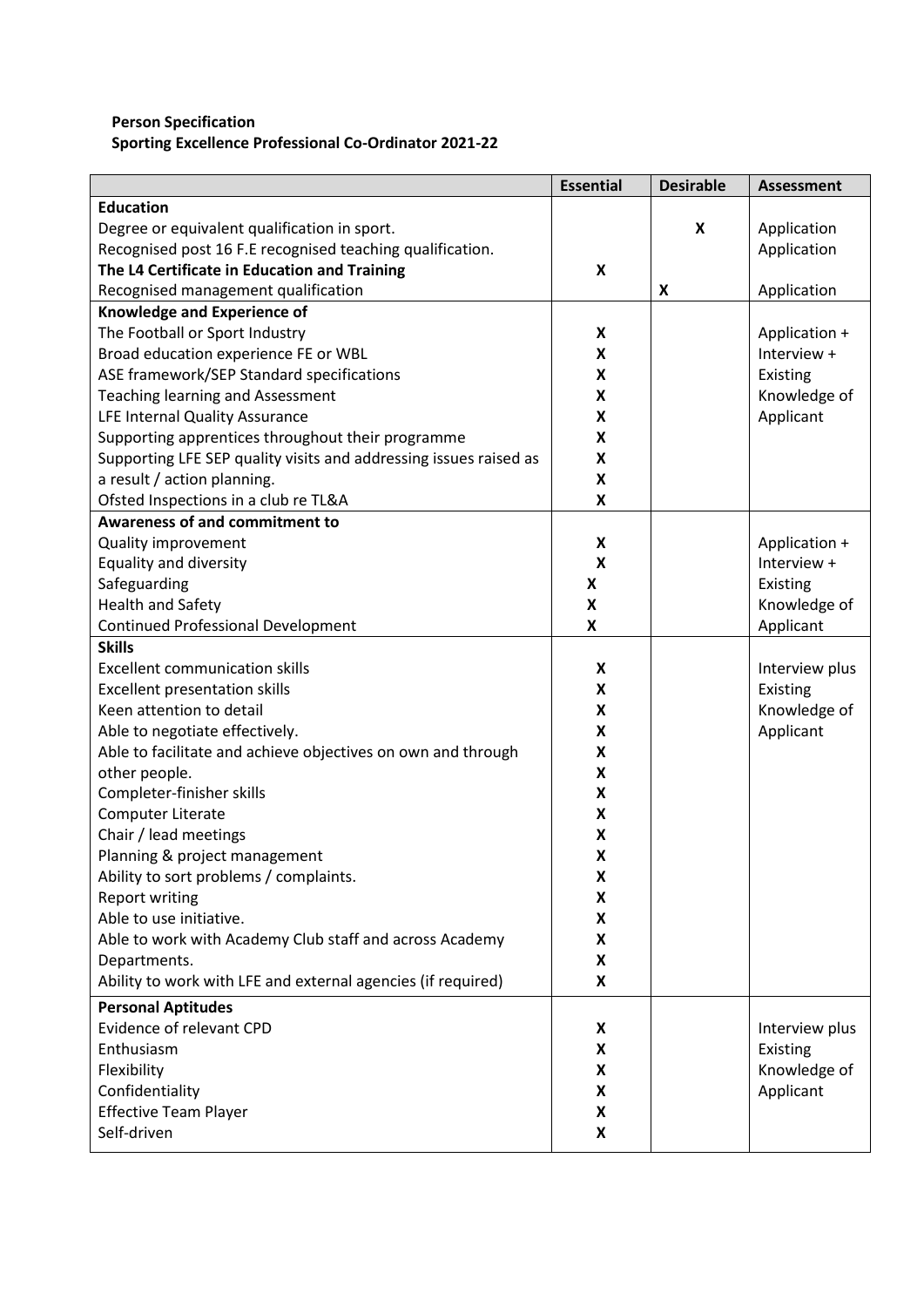**Person Specification**
**Sporting Excellence Professional Co-Ordinator 2021-22**

| | Essential | Desirable | Assessment |
|---|---|---|---|
| **Education** | | | |
| Degree or equivalent qualification in sport. | | X | Application |
| Recognised post 16 F.E recognised teaching qualification. | | | Application |
| **The L4 Certificate in Education and Training** | X | | |
| Recognised management qualification | | X | Application |
| **Knowledge and Experience of** | | | |
| The Football or Sport Industry | X | | Application + |
| Broad education experience FE or WBL | X | | Interview + |
| ASE framework/SEP Standard specifications | X | | Existing |
| Teaching learning and Assessment | X | | Knowledge of |
| LFE Internal Quality Assurance | X | | Applicant |
| Supporting apprentices throughout their programme | X | | |
| Supporting LFE SEP quality visits and addressing issues raised as | X | | |
| a result / action planning. | X | | |
| Ofsted Inspections in a club re TL&A | X | | |
| **Awareness of and commitment to** | | | |
| Quality improvement | X | | Application + |
| Equality and diversity | X | | Interview + |
| Safeguarding | X | | Existing |
| Health and Safety | X | | Knowledge of |
| Continued Professional Development | X | | Applicant |
| **Skills** | | | |
| Excellent communication skills | X | | Interview plus |
| Excellent presentation skills | X | | Existing |
| Keen attention to detail | X | | Knowledge of |
| Able to negotiate effectively. | X | | Applicant |
| Able to facilitate and achieve objectives on own and through | X | | |
| other people. | X | | |
| Completer-finisher skills | X | | |
| Computer Literate | X | | |
| Chair / lead meetings | X | | |
| Planning & project management | X | | |
| Ability to sort problems / complaints. | X | | |
| Report writing | X | | |
| Able to use initiative. | X | | |
| Able to work with Academy Club staff and across Academy | X | | |
| Departments. | X | | |
| Ability to work with LFE and external agencies (if required) | X | | |
| **Personal Aptitudes** | | | |
| Evidence of relevant CPD | X | | Interview plus |
| Enthusiasm | X | | Existing |
| Flexibility | X | | Knowledge of |
| Confidentiality | X | | Applicant |
| Effective Team Player | X | | |
| Self-driven | X | | |